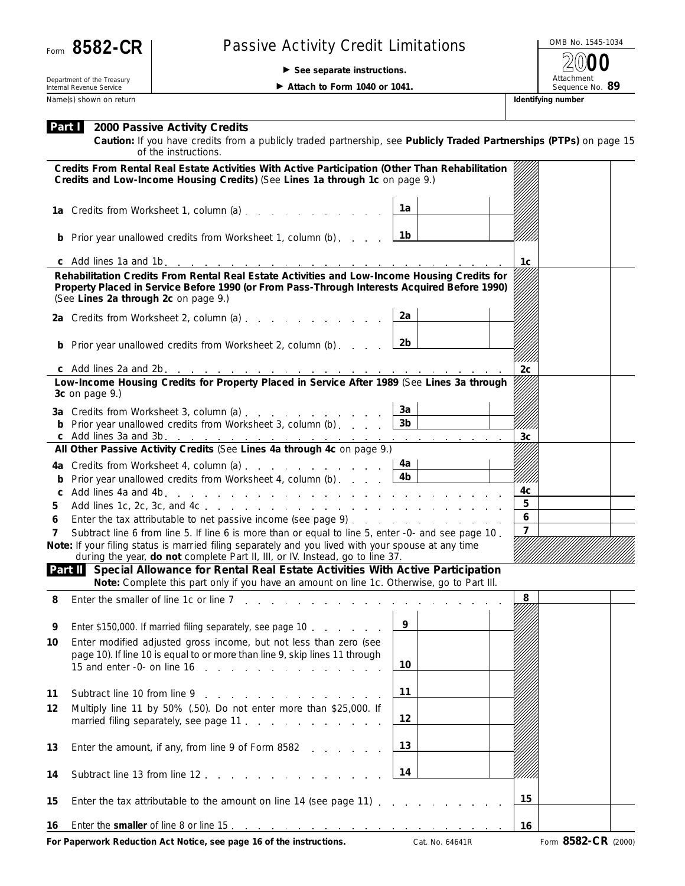Form **8582-CR**

Department of the Treasury
Internal Revenue Service

# Passive Activity Credit Limitations

► See separate instructions.

► Attach to Form 1040 or 1041.

OMB No. 1545-1034

2000

Attachment Sequence No. **89**

Name(s) shown on return | **Identifying number**

## Part I 2000 Passive Activity Credits

**Caution:** If you have credits from a publicly traded partnership, see **Publicly Traded Partnerships (PTPs)** on page 15 of the instructions.

**Credits From Rental Real Estate Activities With Active Participation (Other Than Rehabilitation Credits and Low-Income Housing Credits)** (See **Lines 1a through 1c** on page 9.)

| | | | | |
|---|---|---|---|---|
| **1a** Credits from Worksheet 1, column (a) | 1a | | | |
| **b** Prior year unallowed credits from Worksheet 1, column (b) | 1b | | | |
| **c** Add lines 1a and 1b | | | 1c | |

**Rehabilitation Credits From Rental Real Estate Activities and Low-Income Housing Credits for Property Placed in Service Before 1990 (or From Pass-Through Interests Acquired Before 1990)** (See **Lines 2a through 2c** on page 9.)

| | | | | |
|---|---|---|---|---|
| **2a** Credits from Worksheet 2, column (a) | 2a | | | |
| **b** Prior year unallowed credits from Worksheet 2, column (b) | 2b | | | |
| **c** Add lines 2a and 2b | | | 2c | |

**Low-Income Housing Credits for Property Placed in Service After 1989** (See **Lines 3a through 3c** on page 9.)

| | | | | |
|---|---|---|---|---|
| **3a** Credits from Worksheet 3, column (a) | 3a | | | |
| **b** Prior year unallowed credits from Worksheet 3, column (b) | 3b | | | |
| **c** Add lines 3a and 3b | | | 3c | |

**All Other Passive Activity Credits** (See **Lines 4a through 4c** on page 9.)

| | | | | |
|---|---|---|---|---|
| **4a** Credits from Worksheet 4, column (a) | 4a | | | |
| **b** Prior year unallowed credits from Worksheet 4, column (b) | 4b | | | |
| **c** Add lines 4a and 4b | | | 4c | |
| **5** Add lines 1c, 2c, 3c, and 4c | | | 5 | |
| **6** Enter the tax attributable to net passive income (see page 9) | | | 6 | |
| **7** Subtract line 6 from line 5. If line 6 is more than or equal to line 5, enter -0- and see page 10 | | | 7 | |

**Note:** If your filing status is married filing separately and you lived with your spouse at any time during the year, **do not** complete Part II, III, or IV. Instead, go to line 37.

## Part II Special Allowance for Rental Real Estate Activities With Active Participation

**Note:** Complete this part only if you have an amount on line 1c. Otherwise, go to Part III.

| | | | | |
|---|---|---|---|---|
| **8** Enter the smaller of line 1c or line 7 | | | 8 | |
| **9** Enter $150,000. If married filing separately, see page 10 | 9 | | | |
| **10** Enter modified adjusted gross income, but not less than zero (see page 10). If line 10 is equal to or more than line 9, skip lines 11 through 15 and enter -0- on line 16 | 10 | | | |
| **11** Subtract line 10 from line 9 | 11 | | | |
| **12** Multiply line 11 by 50% (.50). Do not enter more than $25,000. If married filing separately, see page 11 | 12 | | | |
| **13** Enter the amount, if any, from line 9 of Form 8582 | 13 | | | |
| **14** Subtract line 13 from line 12 | 14 | | | |
| **15** Enter the tax attributable to the amount on line 14 (see page 11) | | | 15 | |
| **16** Enter the **smaller** of line 8 or line 15 | | | 16 | |

**For Paperwork Reduction Act Notice, see page 16 of the instructions.** Cat. No. 64641R Form **8582-CR** (2000)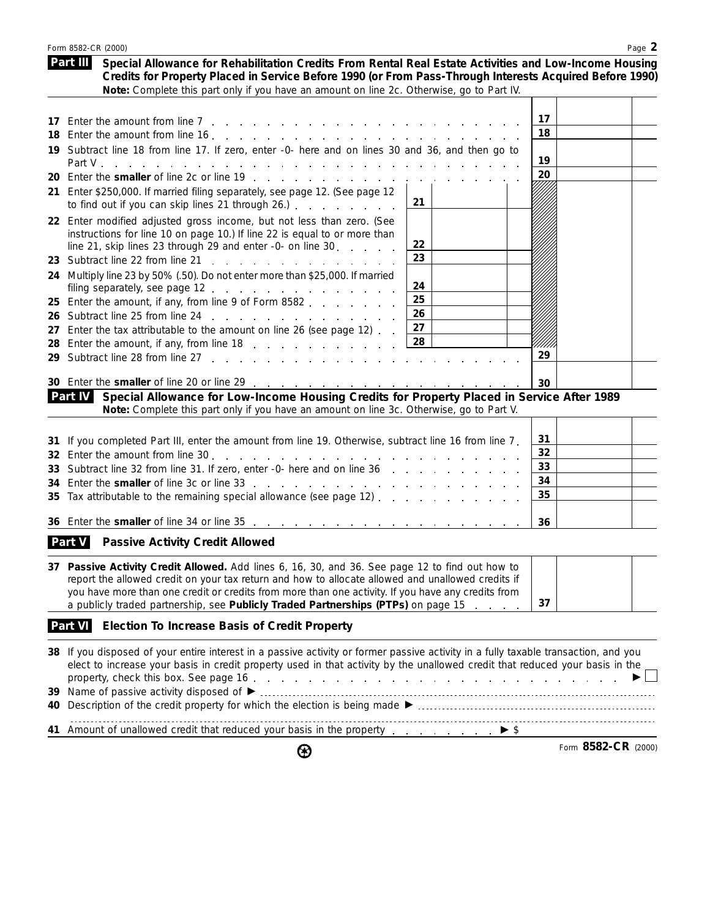## Part III Special Allowance for Rehabilitation Credits From Rental Real Estate Activities and Low-Income Housing Credits for Property Placed in Service Before 1990 (or From Pass-Through Interests Acquired Before 1990)

**Note:** Complete this part only if you have an amount on line 2c. Otherwise, go to Part IV.

| | | | | |
|---|---|---|---|---|
| **17** Enter the amount from line 7 | | | **17** | |
| **18** Enter the amount from line 16 | | | **18** | |
| **19** Subtract line 18 from line 17. If zero, enter -0- here and on lines 30 and 36, and then go to Part V | | | **19** | |
| **20** Enter the **smaller** of line 2c or line 19 | | | **20** | |
| **21** Enter $250,000. If married filing separately, see page 12. (See page 12 to find out if you can skip lines 21 through 26.) | **21** | | | |
| **22** Enter modified adjusted gross income, but not less than zero. (See instructions for line 10 on page 10.) If line 22 is equal to or more than line 21, skip lines 23 through 29 and enter -0- on line 30 | **22** | | | |
| **23** Subtract line 22 from line 21 | **23** | | | |
| **24** Multiply line 23 by 50% (.50). Do not enter more than $25,000. If married filing separately, see page 12 | **24** | | | |
| **25** Enter the amount, if any, from line 9 of Form 8582 | **25** | | | |
| **26** Subtract line 25 from line 24 | **26** | | | |
| **27** Enter the tax attributable to the amount on line 26 (see page 12) | **27** | | | |
| **28** Enter the amount, if any, from line 18 | **28** | | | |
| **29** Subtract line 28 from line 27 | | | **29** | |
| **30** Enter the **smaller** of line 20 or line 29 | | | **30** | |

## Part IV Special Allowance for Low-Income Housing Credits for Property Placed in Service After 1989

**Note:** Complete this part only if you have an amount on line 3c. Otherwise, go to Part V.

| | | |
|---|---|---|
| **31** If you completed Part III, enter the amount from line 19. Otherwise, subtract line 16 from line 7 | **31** | |
| **32** Enter the amount from line 30 | **32** | |
| **33** Subtract line 32 from line 31. If zero, enter -0- here and on line 36 | **33** | |
| **34** Enter the **smaller** of line 3c or line 33 | **34** | |
| **35** Tax attributable to the remaining special allowance (see page 12) | **35** | |
| **36** Enter the **smaller** of line 34 or line 35 | **36** | |

## Part V Passive Activity Credit Allowed

| | | |
|---|---|---|
| **37** **Passive Activity Credit Allowed.** Add lines 6, 16, 30, and 36. See page 12 to find out how to report the allowed credit on your tax return and how to allocate allowed and unallowed credits if you have more than one credit or credits from more than one activity. If you have any credits from a publicly traded partnership, see **Publicly Traded Partnerships (PTPs)** on page 15 | **37** | |

## Part VI Election To Increase Basis of Credit Property

**38** If you disposed of your entire interest in a passive activity or former passive activity in a fully taxable transaction, and you elect to increase your basis in credit property used in that activity by the unallowed credit that reduced your basis in the property, check this box. See page 16 ► ☐

**39** Name of passive activity disposed of ►

**40** Description of the credit property for which the election is being made ►

**41** Amount of unallowed credit that reduced your basis in the property ► $